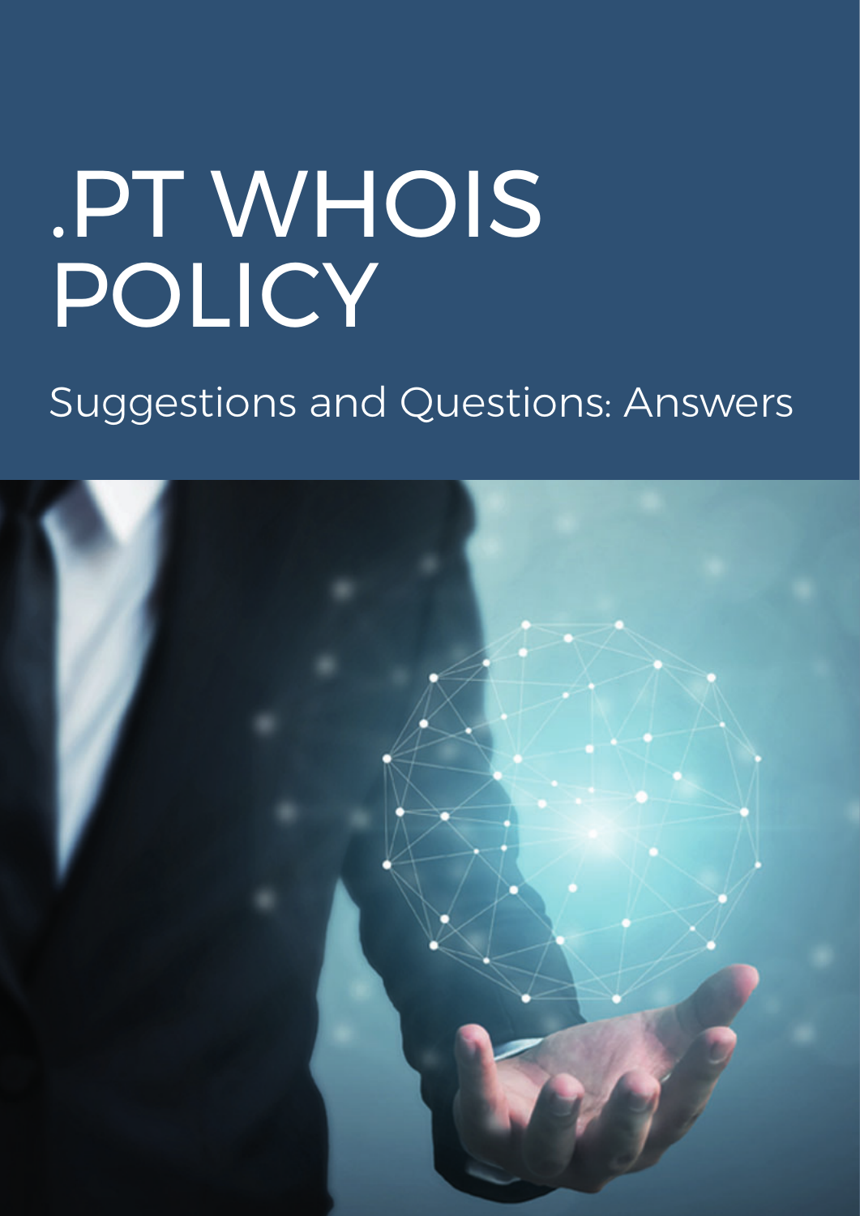# .PT WHOIS POLICY

## Suggestions and Questions: Answers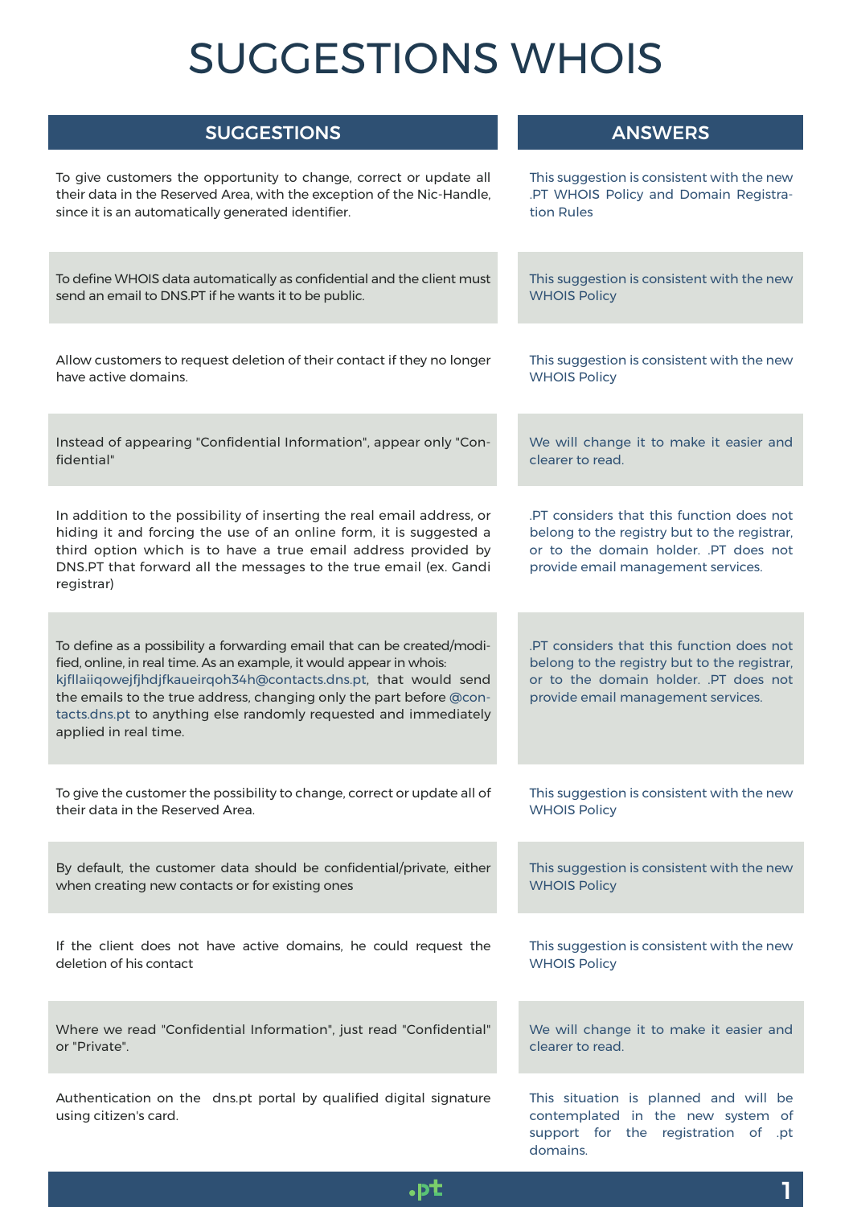# SUGGESTIONS WHOIS

| SUGGESTIONS | ANSWERS |
| --- | --- |
| To give customers the opportunity to change, correct or update all their data in the Reserved Area, with the exception of the Nic-Handle, since it is an automatically generated identifier. | This suggestion is consistent with the new .PT WHOIS Policy and Domain Registration Rules |
| To define WHOIS data automatically as confidential and the client must send an email to DNS.PT if he wants it to be public. | This suggestion is consistent with the new WHOIS Policy |
| Allow customers to request deletion of their contact if they no longer have active domains. | This suggestion is consistent with the new WHOIS Policy |
| Instead of appearing "Confidential Information", appear only "Confidential" | We will change it to make it easier and clearer to read. |
| In addition to the possibility of inserting the real email address, or hiding it and forcing the use of an online form, it is suggested a third option which is to have a true email address provided by DNS.PT that forward all the messages to the true email (ex. Gandi registrar) | .PT considers that this function does not belong to the registry but to the registrar, or to the domain holder. .PT does not provide email management services. |
| To define as a possibility a forwarding email that can be created/modified, online, in real time. As an example, it would appear in whois: kjfllaiiqowejfjhdjfkaueirqoh34h@contacts.dns.pt, that would send the emails to the true address, changing only the part before @contacts.dns.pt to anything else randomly requested and immediately applied in real time. | .PT considers that this function does not belong to the registry but to the registrar, or to the domain holder. .PT does not provide email management services. |
| To give the customer the possibility to change, correct or update all of their data in the Reserved Area. | This suggestion is consistent with the new WHOIS Policy |
| By default, the customer data should be confidential/private, either when creating new contacts or for existing ones | This suggestion is consistent with the new WHOIS Policy |
| If the client does not have active domains, he could request the deletion of his contact | This suggestion is consistent with the new WHOIS Policy |
| Where we read "Confidential Information", just read "Confidential" or "Private". | We will change it to make it easier and clearer to read. |
| Authentication on the dns.pt portal by qualified digital signature using citizen's card. | This situation is planned and will be contemplated in the new system of support for the registration of .pt domains. |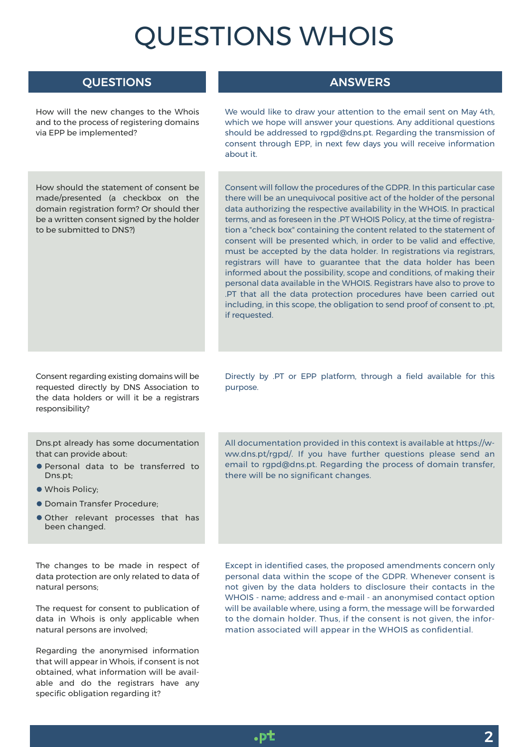# QUESTIONS WHOIS

| QUESTIONS | ANSWERS |
| --- | --- |
| How will the new changes to the Whois and to the process of registering domains via EPP be implemented? | We would like to draw your attention to the email sent on May 4th, which we hope will answer your questions. Any additional questions should be addressed to rgpd@dns.pt. Regarding the transmission of consent through EPP, in next few days you will receive information about it. |
| How should the statement of consent be made/presented (a checkbox on the domain registration form? Or should ther be a written consent signed by the holder to be submitted to DNS?) | Consent will follow the procedures of the GDPR. In this particular case there will be an unequivocal positive act of the holder of the personal data authorizing the respective availability in the WHOIS. In practical terms, and as foreseen in the .PT WHOIS Policy, at the time of registration a "check box" containing the content related to the statement of consent will be presented which, in order to be valid and effective, must be accepted by the data holder. In registrations via registrars, registrars will have to guarantee that the data holder has been informed about the possibility, scope and conditions, of making their personal data available in the WHOIS. Registrars have also to prove to .PT that all the data protection procedures have been carried out including, in this scope, the obligation to send proof of consent to .pt, if requested. |
| Consent regarding existing domains will be requested directly by DNS Association to the data holders or will it be a registrars responsibility? | Directly by .PT or EPP platform, through a field available for this purpose. |
| Dns.pt already has some documentation that can provide about:<br>● Personal data to be transferred to Dns.pt;<br>● Whois Policy;<br>● Domain Transfer Procedure;<br>● Other relevant processes that has been changed. | All documentation provided in this context is available at https://www.dns.pt/rgpd/. If you have further questions please send an email to rgpd@dns.pt. Regarding the process of domain transfer, there will be no significant changes. |
| The changes to be made in respect of data protection are only related to data of natural persons;<br><br>The request for consent to publication of data in Whois is only applicable when natural persons are involved;<br><br>Regarding the anonymised information that will appear in Whois, if consent is not obtained, what information will be available and do the registrars have any specific obligation regarding it? | Except in identified cases, the proposed amendments concern only personal data within the scope of the GDPR. Whenever consent is not given by the data holders to disclosure their contacts in the WHOIS - name; address and e-mail - an anonymised contact option will be available where, using a form, the message will be forwarded to the domain holder. Thus, if the consent is not given, the information associated will appear in the WHOIS as confidential. |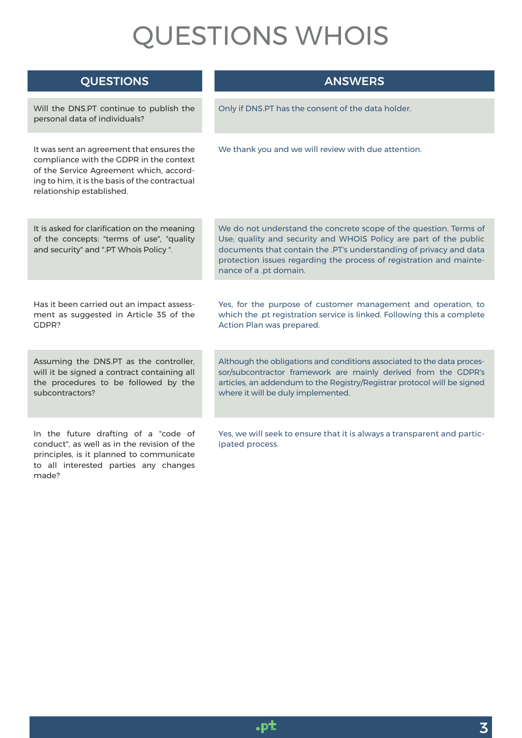# QUESTIONS WHOIS

| QUESTIONS | ANSWERS |
| --- | --- |
| Will the DNS.PT continue to publish the personal data of individuals? | Only if DNS.PT has the consent of the data holder. |
| It was sent an agreement that ensures the compliance with the GDPR in the context of the Service Agreement which, according to him, it is the basis of the contractual relationship established. | We thank you and we will review with due attention. |
| It is asked for clarification on the meaning of the concepts: "terms of use", "quality and security" and ".PT Whois Policy ". | We do not understand the concrete scope of the question. Terms of Use; quality and security and WHOIS Policy are part of the public documents that contain the .PT's understanding of privacy and data protection issues regarding the process of registration and maintenance of a .pt domain. |
| Has it been carried out an impact assessment as suggested in Article 35 of the GDPR? | Yes, for the purpose of customer management and operation, to which the .pt registration service is linked. Following this a complete Action Plan was prepared. |
| Assuming the DNS.PT as the controller, will it be signed a contract containing all the procedures to be followed by the subcontractors? | Although the obligations and conditions associated to the data processor/subcontractor framework are mainly derived from the GDPR's articles, an addendum to the Registry/Registrar protocol will be signed where it will be duly implemented. |
| In the future drafting of a "code of conduct", as well as in the revision of the principles, is it planned to communicate to all interested parties any changes made? | Yes, we will seek to ensure that it is always a transparent and participated process. |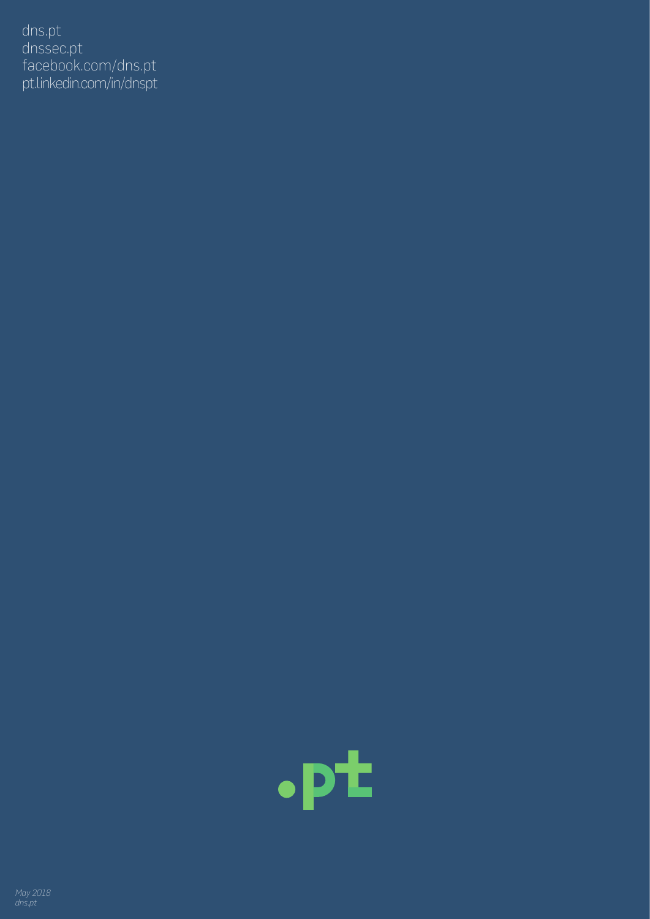dns.pt
dnssec.pt
facebook.com/dns.pt
pt.linkedin.com/in/dnspt

.pt

*May 2018*
*dns.pt*